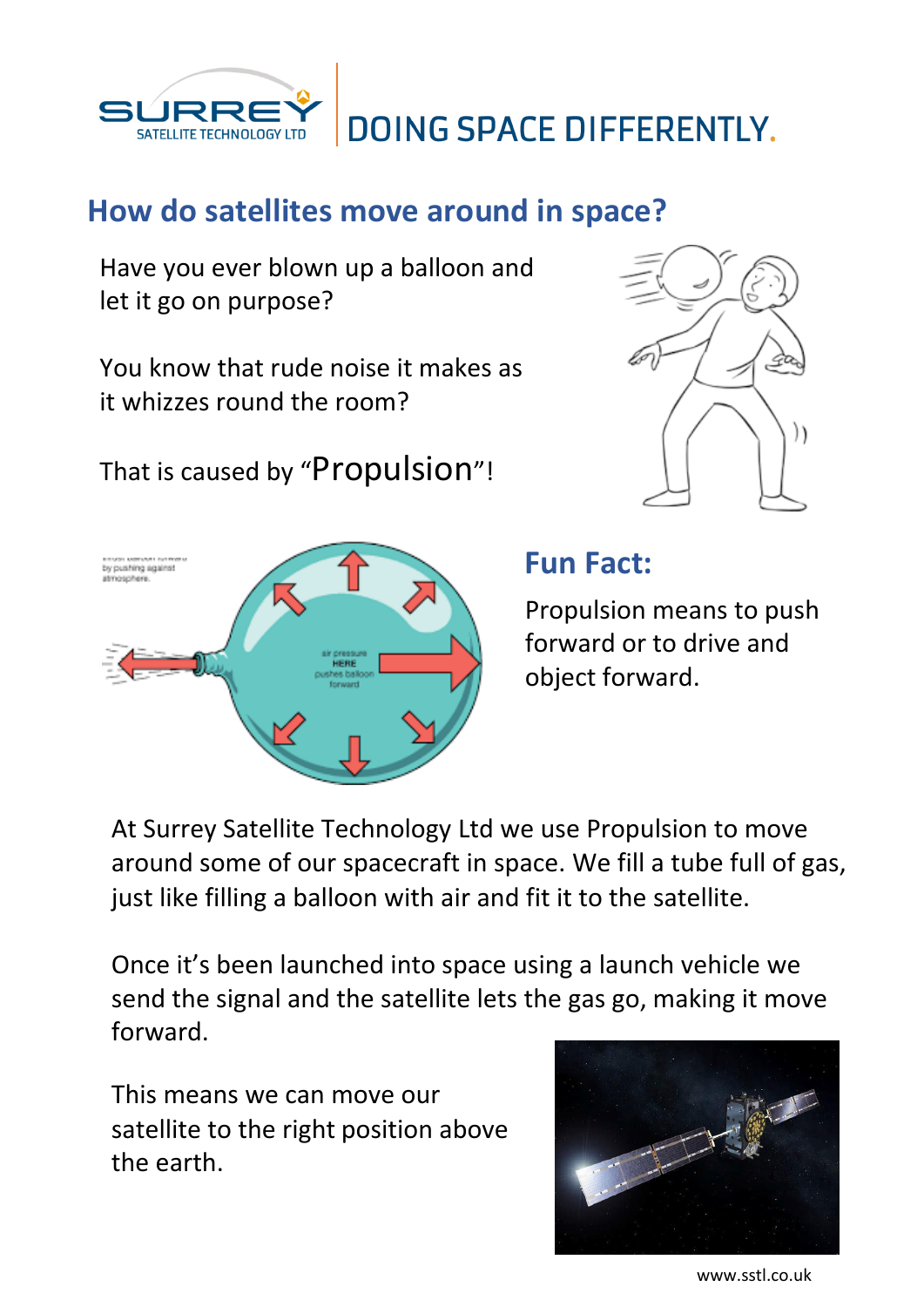# How do satellites move around in space?

Have you ever blown up a balloon and let it go on purpose?

You know that rude noise it makes as it whizzes round the room?

That is caused by "Propulsion"!

## Fun Fact:

Propulsion means to push forward or to drive and object forward.

At Surrey Satellite Technology Ltd we use Propulsion to move around some of our spacecraft in space. We fill a tube full of gas, just like filling a balloon with air and fit it to the satellite.

Once it's been launched into space using a launch vehicle we send the signal and the satellite lets the gas go, making it move forward.

This means we can move our satellite to the right position above the earth.

www.sstl.co.uk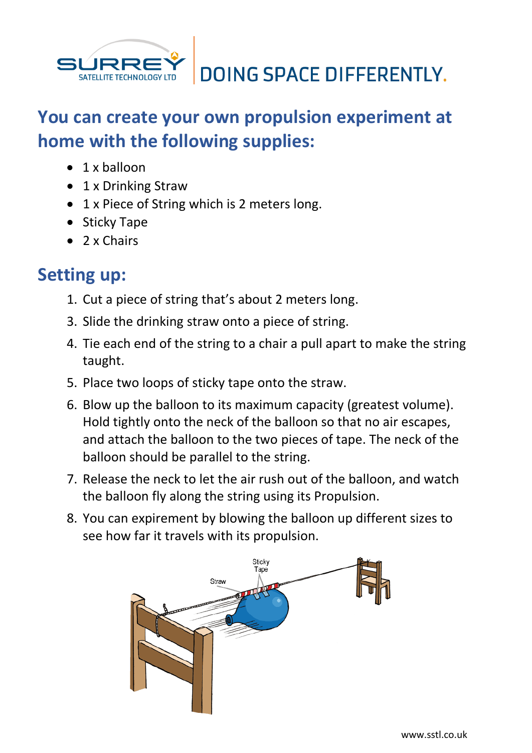SURREY SATELLITE TECHNOLOGY LTD | DOING SPACE DIFFERENTLY.

## You can create your own propulsion experiment at home with the following supplies:

- 1 x balloon
- 1 x Drinking Straw
- 1 x Piece of String which is 2 meters long.
- Sticky Tape
- 2 x Chairs

## Setting up:

1. Cut a piece of string that's about 2 meters long.
3. Slide the drinking straw onto a piece of string.
4. Tie each end of the string to a chair a pull apart to make the string taught.
5. Place two loops of sticky tape onto the straw.
6. Blow up the balloon to its maximum capacity (greatest volume). Hold tightly onto the neck of the balloon so that no air escapes, and attach the balloon to the two pieces of tape. The neck of the balloon should be parallel to the string.
7. Release the neck to let the air rush out of the balloon, and watch the balloon fly along the string using its Propulsion.
8. You can expirement by blowing the balloon up different sizes to see how far it travels with its propulsion.

Sticky Tape

Straw

www.sstl.co.uk